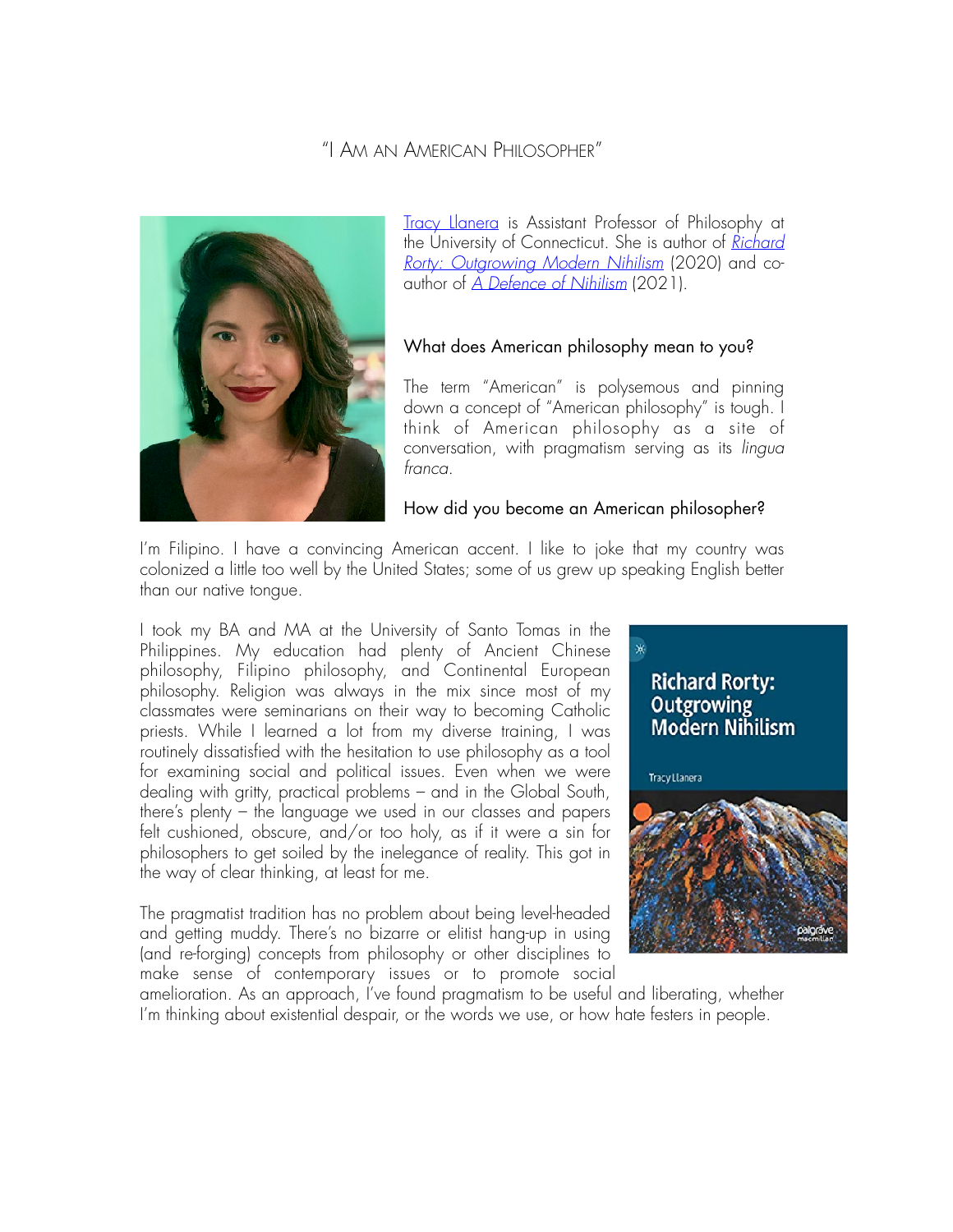# "I Am an American Philosopher"

[Tracy Llanera](#) is Assistant Professor of Philosophy at the University of Connecticut. She is author of [*Richard Rorty: Outgrowing Modern Nihilism*](#) (2020) and co-author of [*A Defence of Nihilism*](#) (2021).

## What does American philosophy mean to you?

The term "American" is polysemous and pinning down a concept of "American philosophy" is tough. I think of American philosophy as a site of conversation, with pragmatism serving as its *lingua franca*.

## How did you become an American philosopher?

I'm Filipino. I have a convincing American accent. I like to joke that my country was colonized a little too well by the United States; some of us grew up speaking English better than our native tongue.

I took my BA and MA at the University of Santo Tomas in the Philippines. My education had plenty of Ancient Chinese philosophy, Filipino philosophy, and Continental European philosophy. Religion was always in the mix since most of my classmates were seminarians on their way to becoming Catholic priests. While I learned a lot from my diverse training, I was routinely dissatisfied with the hesitation to use philosophy as a tool for examining social and political issues. Even when we were dealing with gritty, practical problems – and in the Global South, there's plenty – the language we used in our classes and papers felt cushioned, obscure, and/or too holy, as if it were a sin for philosophers to get soiled by the inelegance of reality. This got in the way of clear thinking, at least for me.

The pragmatist tradition has no problem about being level-headed and getting muddy. There's no bizarre or elitist hang-up in using (and re-forging) concepts from philosophy or other disciplines to make sense of contemporary issues or to promote social amelioration. As an approach, I've found pragmatism to be useful and liberating, whether I'm thinking about existential despair, or the words we use, or how hate festers in people.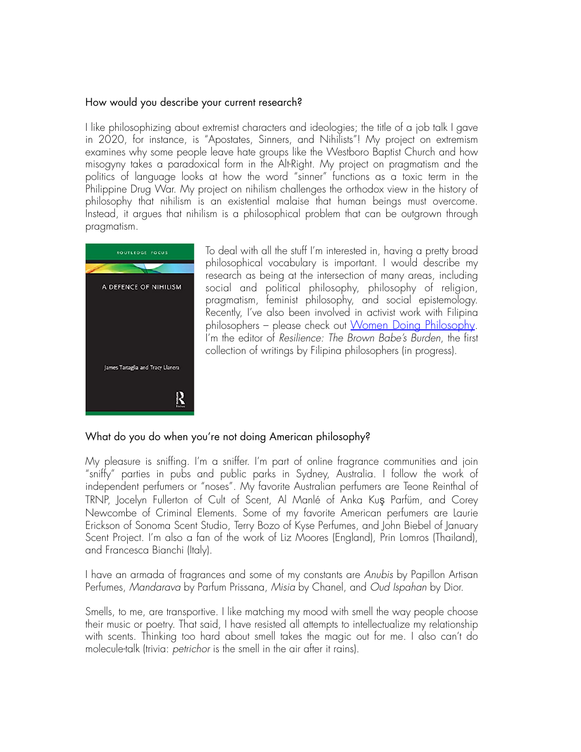## How would you describe your current research?

I like philosophizing about extremist characters and ideologies; the title of a job talk I gave in 2020, for instance, is "Apostates, Sinners, and Nihilists"! My project on extremism examines why some people leave hate groups like the Westboro Baptist Church and how misogyny takes a paradoxical form in the Alt-Right. My project on pragmatism and the politics of language looks at how the word "sinner" functions as a toxic term in the Philippine Drug War. My project on nihilism challenges the orthodox view in the history of philosophy that nihilism is an existential malaise that human beings must overcome. Instead, it argues that nihilism is a philosophical problem that can be outgrown through pragmatism.

To deal with all the stuff I'm interested in, having a pretty broad philosophical vocabulary is important. I would describe my research as being at the intersection of many areas, including social and political philosophy, philosophy of religion, pragmatism, feminist philosophy, and social epistemology. Recently, I've also been involved in activist work with Filipina philosophers – please check out [Women Doing Philosophy](). I'm the editor of *Resilience: The Brown Babe's Burden*, the first collection of writings by Filipina philosophers (in progress).

## What do you do when you're not doing American philosophy?

My pleasure is sniffing. I'm a sniffer. I'm part of online fragrance communities and join "sniffy" parties in pubs and public parks in Sydney, Australia. I follow the work of independent perfumers or "noses". My favorite Australian perfumers are Teone Reinthal of TRNP, Jocelyn Fullerton of Cult of Scent, Al Manlé of Anka Kuş Parfüm, and Corey Newcombe of Criminal Elements. Some of my favorite American perfumers are Laurie Erickson of Sonoma Scent Studio, Terry Bozo of Kyse Perfumes, and John Biebel of January Scent Project. I'm also a fan of the work of Liz Moores (England), Prin Lomros (Thailand), and Francesca Bianchi (Italy).

I have an armada of fragrances and some of my constants are *Anubis* by Papillon Artisan Perfumes, *Mandarava* by Parfum Prissana, *Misia* by Chanel, and *Oud Ispahan* by Dior.

Smells, to me, are transportive. I like matching my mood with smell the way people choose their music or poetry. That said, I have resisted all attempts to intellectualize my relationship with scents. Thinking too hard about smell takes the magic out for me. I also can't do molecule-talk (trivia: *petrichor* is the smell in the air after it rains).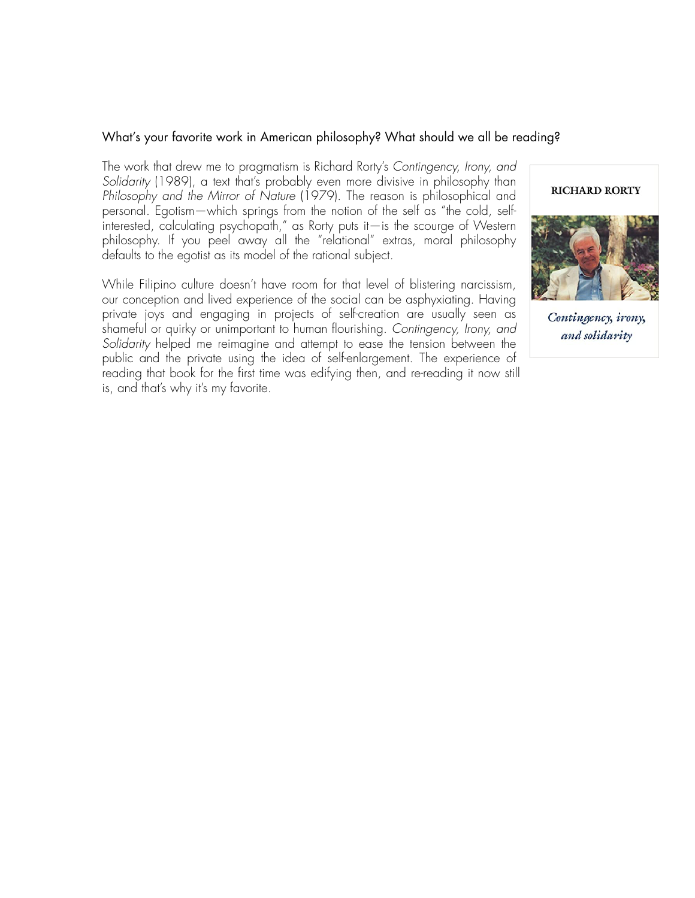What's your favorite work in American philosophy? What should we all be reading?

The work that drew me to pragmatism is Richard Rorty's *Contingency, Irony, and Solidarity* (1989), a text that's probably even more divisive in philosophy than *Philosophy and the Mirror of Nature* (1979). The reason is philosophical and personal. Egotism—which springs from the notion of the self as "the cold, self-interested, calculating psychopath," as Rorty puts it—is the scourge of Western philosophy. If you peel away all the "relational" extras, moral philosophy defaults to the egotist as its model of the rational subject.

While Filipino culture doesn't have room for that level of blistering narcissism, our conception and lived experience of the social can be asphyxiating. Having private joys and engaging in projects of self-creation are usually seen as shameful or quirky or unimportant to human flourishing. *Contingency, Irony, and Solidarity* helped me reimagine and attempt to ease the tension between the public and the private using the idea of self-enlargement. The experience of reading that book for the first time was edifying then, and re-reading it now still is, and that's why it's my favorite.

RICHARD RORTY

Contingency, irony, and solidarity